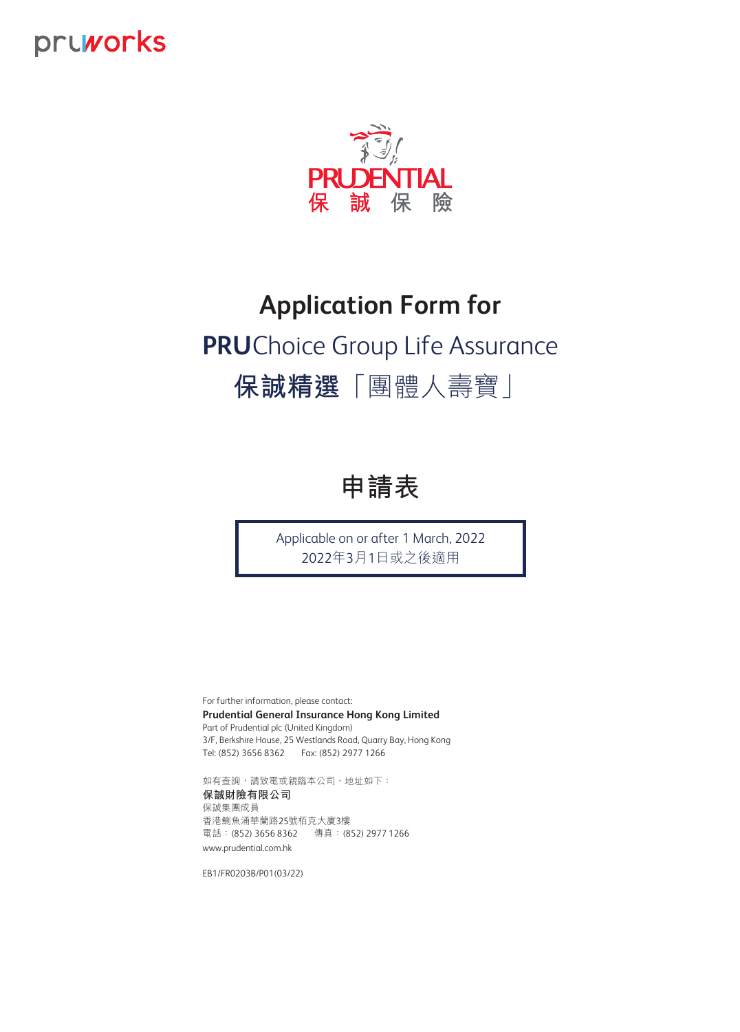pruworks

PRUDENTIAL
保 誠 保 險

# Application Form for

# **PRU**Choice Group Life Assurance

# **保誠精選**「團體人壽寶」

# 申請表

Applicable on or after 1 March, 2022
2022年3月1日或之後適用

For further information, please contact:
**Prudential General Insurance Hong Kong Limited**
Part of Prudential plc (United Kingdom)
3/F, Berkshire House, 25 Westlands Road, Quarry Bay, Hong Kong
Tel: (852) 3656 8362 Fax: (852) 2977 1266

如有查詢，請致電或親臨本公司，地址如下：
**保誠財險有限公司**
保誠集團成員
香港鰂魚涌華蘭路25號栢克大廈3樓
電話：(852) 3656 8362 傳真：(852) 2977 1266
www.prudential.com.hk

EB1/FR0203B/P01(03/22)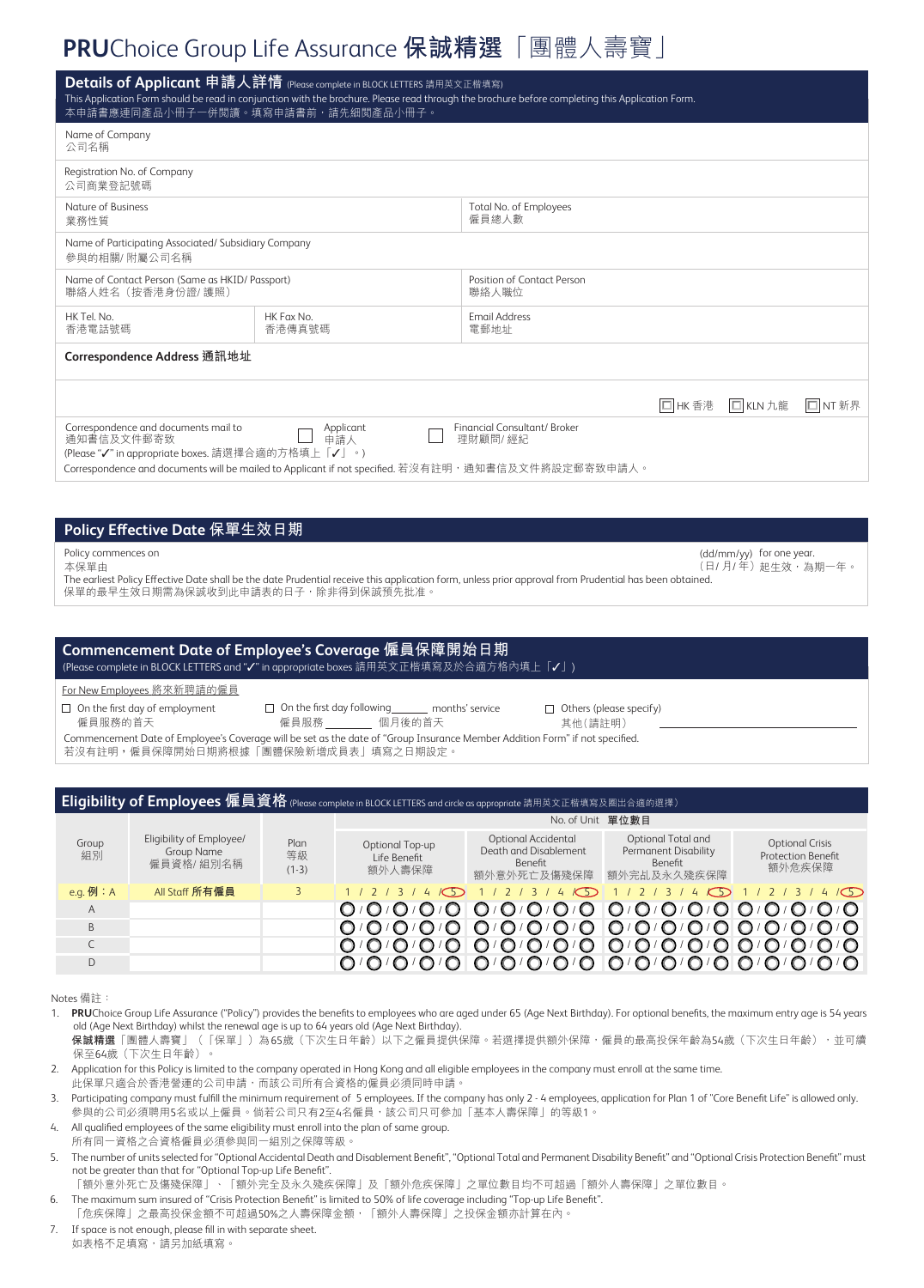# PRUChoice Group Life Assurance 保誠精選「團體人壽寶」

## Details of Applicant 申請人詳情 (Please complete in BLOCK LETTERS 請用英文正楷填寫)

This Application Form should be read in conjunction with the brochure. Please read through the brochure before completing this Application Form.
本申請書應連同產品小冊子一併閱讀。填寫申請書前，請先細閱產品小冊子。

| | | | |
|---|---|---|---|
| Name of Company 公司名稱 | | | |
| Registration No. of Company 公司商業登記號碼 | | | |
| Nature of Business 業務性質 | | Total No. of Employees 僱員總人數 | |
| Name of Participating Associated/ Subsidiary Company 參與的相關/ 附屬公司名稱 | | | |
| Name of Contact Person (Same as HKID/ Passport) 聯絡人姓名（按香港身份證/ 護照） | | Position of Contact Person 聯絡人職位 | |
| HK Tel. No. 香港電話號碼 | HK Fax No. 香港傳真號碼 | Email Address 電郵地址 | |

**Correspondence Address 通訊地址**

☐ HK 香港 ☐ KLN 九龍 ☐ NT 新界

Correspondence and documents mail to 通知書信及文件郵寄致 ☐ Applicant 申請人 ☐ Financial Consultant/ Broker 理財顧問/ 經紀
(Please "✓" in appropriate boxes. 請選擇合適的方格填上「✓」。)
Correspondence and documents will be mailed to Applicant if not specified. 若沒有註明，通知書信及文件將設定郵寄致申請人。

## Policy Effective Date 保單生效日期

Policy commences on 本保單由 (dd/mm/yy) （日/ 月/ 年） for one year. 起生效，為期一年。
The earliest Policy Effective Date shall be the date Prudential receive this application form, unless prior approval from Prudential has been obtained.
保單的最早生效日期需為保誠收到此申請表的日子，除非得到保誠預先批准。

## Commencement Date of Employee's Coverage 僱員保障開始日期

(Please complete in BLOCK LETTERS and "✓" in appropriate boxes 請用英文正楷填寫及於合適方格內填上「✓」)

For New Employees 將來新聘請的僱員

☐ On the first day of employment 僱員服務的首天
☐ On the first day following ______ months' service 僱員服務 ______ 個月後的首天
☐ Others (please specify) 其他（請註明） ______

Commencement Date of Employee's Coverage will be set as the date of "Group Insurance Member Addition Form" if not specified.
若沒有註明，僱員保障開始日期將根據「團體保險新增成員表」填寫之日期設定。

## Eligibility of Employees 僱員資格 (Please complete in BLOCK LETTERS and circle as appropriate 請用英文正楷填寫及圈出合適的選擇)

| Group 組別 | Eligibility of Employee/ Group Name 僱員資格/ 組別名稱 | Plan 等級 (1-3) | No. of Unit 單位數目: Optional Top-up Life Benefit 額外人壽保障 | Optional Accidental Death and Disablement Benefit 額外意外死亡及傷殘保障 | Optional Total and Permanent Disability Benefit 額外完全及永久殘疾保障 | Optional Crisis Protection Benefit 額外危疾保障 |
|---|---|---|---|---|---|---|
| e.g. 例：A | All Staff 所有僱員 | 3 | 1 / 2 / 3 / 4 / (5) | 1 / 2 / 3 / 4 / (5) | 1 / 2 / 3 / 4 / (5) | 1 / 2 / 3 / 4 / (5) |
| A | | | ○/○/○/○/○ | ○/○/○/○/○ | ○/○/○/○/○ | ○/○/○/○/○ |
| B | | | ○/○/○/○/○ | ○/○/○/○/○ | ○/○/○/○/○ | ○/○/○/○/○ |
| C | | | ○/○/○/○/○ | ○/○/○/○/○ | ○/○/○/○/○ | ○/○/○/○/○ |
| D | | | ○/○/○/○/○ | ○/○/○/○/○ | ○/○/○/○/○ | ○/○/○/○/○ |

Notes 備註：

1. **PRU**Choice Group Life Assurance ("Policy") provides the benefits to employees who are aged under 65 (Age Next Birthday). For optional benefits, the maximum entry age is 54 years old (Age Next Birthday) whilst the renewal age is up to 64 years old (Age Next Birthday).
   **保誠精選**「團體人壽寶」（「保單」）為65歲（下次生日年齡）以下之僱員提供保障。若選擇提供額外保障，僱員的最高投保年齡為54歲（下次生日年齡），並可續保至64歲（下次生日年齡）。
2. Application for this Policy is limited to the company operated in Hong Kong and all eligible employees in the company must enroll at the same time.
   此保單只適合於香港營運的公司申請，而該公司所有合資格的僱員必須同時申請。
3. Participating company must fulfill the minimum requirement of 5 employees. If the company has only 2 - 4 employees, application for Plan 1 of "Core Benefit Life" is allowed only.
   參與的公司必須聘用5名或以上僱員。倘若公司只有2至4名僱員，該公司只可參加「基本人壽保障」的等級1。
4. All qualified employees of the same eligibility must enroll into the plan of same group.
   所有同一資格之合資格僱員必須參與同一組別之保障等級。
5. The number of units selected for "Optional Accidental Death and Disablement Benefit", "Optional Total and Permanent Disability Benefit" and "Optional Crisis Protection Benefit" must not be greater than that for "Optional Top-up Life Benefit".
   「額外意外死亡及傷殘保障」、「額外完全及永久殘疾保障」及「額外危疾保障」之單位數目均不可超過「額外人壽保障」之單位數目。
6. The maximum sum insured of "Crisis Protection Benefit" is limited to 50% of life coverage including "Top-up Life Benefit".
   「危疾保障」之最高投保金額不可超過50%之人壽保障金額，「額外人壽保障」之投保金額亦計算在內。
7. If space is not enough, please fill in with separate sheet.
   如表格不足填寫，請另加紙填寫。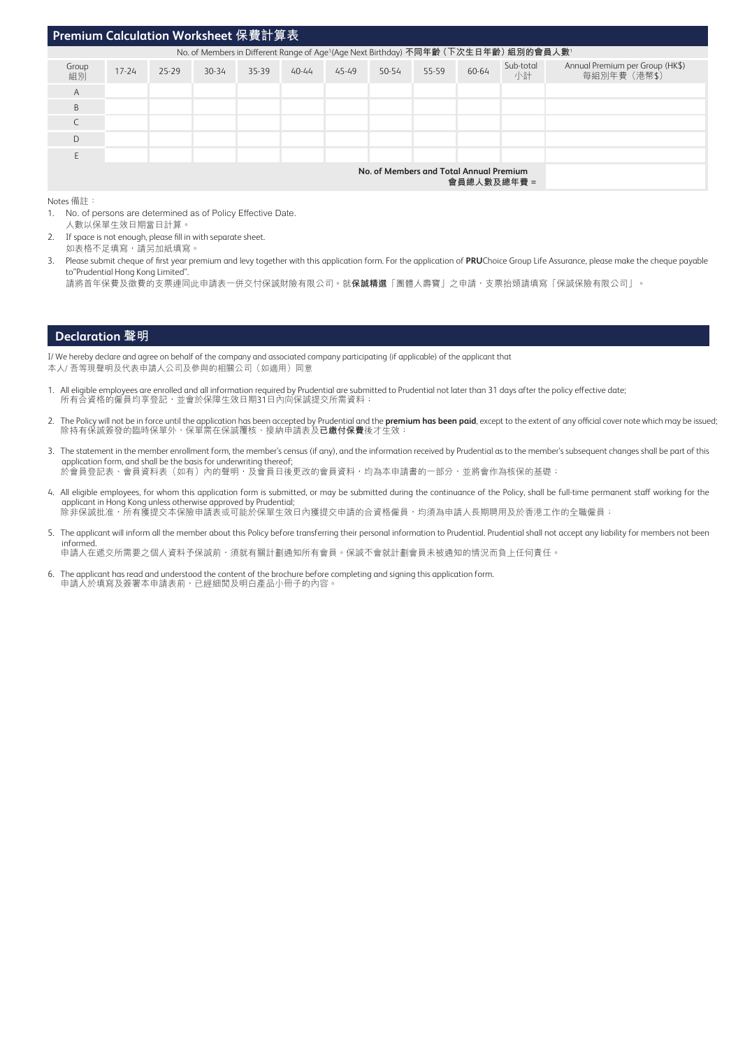## Premium Calculation Worksheet 保費計算表

| Group 組別 | No. of Members in Different Range of Age[1](Age Next Birthday) 不同年齡（下次生日年齡）組別的會員人數[1] | | | | | | | | | Sub-total 小計 | Annual Premium per Group (HK$) 每組別年費（港幣$） |
|---|---|---|---|---|---|---|---|---|---|---|---|
| | 17-24 | 25-29 | 30-34 | 35-39 | 40-44 | 45-49 | 50-54 | 55-59 | 60-64 | | |
| A | | | | | | | | | | | |
| B | | | | | | | | | | | |
| C | | | | | | | | | | | |
| D | | | | | | | | | | | |
| E | | | | | | | | | | | |
| | | | | | | | | | | **No. of Members and Total Annual Premium 會員總人數及總年費 =** | |

Notes 備註：

1. No. of persons are determined as of Policy Effective Date.
   人數以保單生效日期當日計算。
2. If space is not enough, please fill in with separate sheet.
   如表格不足填寫，請另加紙填寫。
3. Please submit cheque of first year premium and levy together with this application form. For the application of **PRU**Choice Group Life Assurance, please make the cheque payable to"Prudential Hong Kong Limited".
   請將首年保費及徵費的支票連同此申請表一併交付保誠財險有限公司。就**保誠精選**「團體人壽寶」之申請，支票抬頭請填寫「保誠保險有限公司」。

## Declaration 聲明

I/ We hereby declare and agree on behalf of the company and associated company participating (if applicable) of the applicant that
本人/ 吾等現聲明及代表申請人公司及參與的相關公司（如適用）同意

1. All eligible employees are enrolled and all information required by Prudential are submitted to Prudential not later than 31 days after the policy effective date;
   所有合資格的僱員均享登記，並會於保障生效日期31日內向保誠提交所需資料；
2. The Policy will not be in force until the application has been accepted by Prudential and the **premium has been paid**, except to the extent of any official cover note which may be issued;
   除持有保誠簽發的臨時保單外，保單需在保誠覆核、接納申請表及**已繳付保費**後才生效；
3. The statement in the member enrollment form, the member's census (if any), and the information received by Prudential as to the member's subsequent changes shall be part of this application form, and shall be the basis for underwriting thereof;
   於會員登記表、會員資料表（如有）內的聲明，及會員日後更改的會員資料，均為本申請書的一部分，並將會作為核保的基礎；
4. All eligible employees, for whom this application form is submitted, or may be submitted during the continuance of the Policy, shall be full-time permanent staff working for the applicant in Hong Kong unless otherwise approved by Prudential;
   除非保誠批准，所有獲提交本保險申請表或可能於保單生效日內獲提交申請的合資格僱員，均須為申請人長期聘用及於香港工作的全職僱員；
5. The applicant will inform all the member about this Policy before transferring their personal information to Prudential. Prudential shall not accept any liability for members not been informed.
   申請人在遞交所需要之個人資料予保誠前，須就有關計劃通知所有會員。保誠不會就計劃會員未被通知的情況而負上任何責任。
6. The applicant has read and understood the content of the brochure before completing and signing this application form.
   申請人於填寫及簽署本申請表前，已經細閱及明白產品小冊子的內容。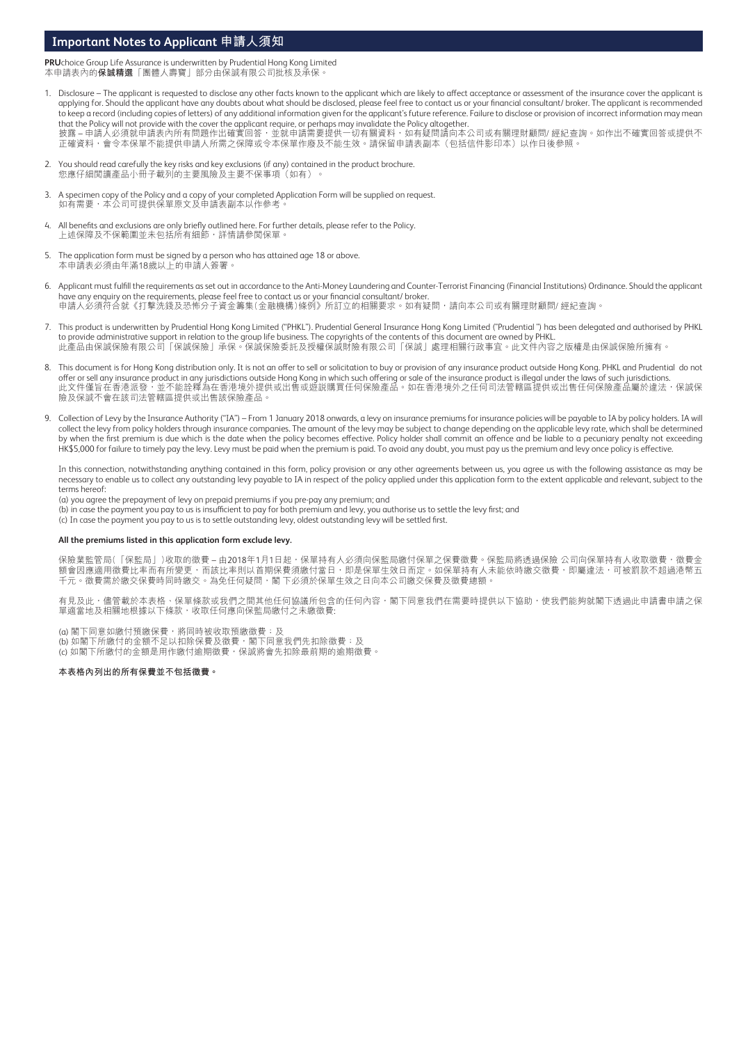## Important Notes to Applicant 申請人須知

**PRU**choice Group Life Assurance is underwritten by Prudential Hong Kong Limited
本申請表內的**保誠精選**「團體人壽寶」部分由保誠有限公司批核及承保。

1. Disclosure – The applicant is requested to disclose any other facts known to the applicant which are likely to affect acceptance or assessment of the insurance cover the applicant is applying for. Should the applicant have any doubts about what should be disclosed, please feel free to contact us or your financial consultant/ broker. The applicant is recommended to keep a record (including copies of letters) of any additional information given for the applicant's future reference. Failure to disclose or provision of incorrect information may mean that the Policy will not provide with the cover the applicant require, or perhaps may invalidate the Policy altogether.
披露 – 申請人必須就申請表內所有問題作出確實回答，並就申請需要提供一切有關資料，如有疑問請向本公司或有關理財顧問/ 經紀查詢。如作出不確實回答或提供不正確資料，會令本保單不能提供申請人所需之保障或令本保單作廢及不能生效。請保留申請表副本（包括信件影印本）以作日後參照。

2. You should read carefully the key risks and key exclusions (if any) contained in the product brochure.
您應仔細閱讀產品小冊子載列的主要風險及主要不保事項（如有）。

3. A specimen copy of the Policy and a copy of your completed Application Form will be supplied on request.
如有需要，本公司可提供保單原文及申請表副本以作參考。

4. All benefits and exclusions are only briefly outlined here. For further details, please refer to the Policy.
上述保障及不保範圍並未包括所有細節，詳情請參閱保單。

5. The application form must be signed by a person who has attained age 18 or above.
本申請表必須由年滿18歲以上的申請人簽署。

6. Applicant must fulfill the requirements as set out in accordance to the Anti-Money Laundering and Counter-Terrorist Financing (Financial Institutions) Ordinance. Should the applicant have any enquiry on the requirements, please feel free to contact us or your financial consultant/ broker.
申請人必須符合就《打擊洗錢及恐怖分子資金籌集(金融機構)條例》所訂立的相關要求。如有疑問，請向本公司或有關理財顧問/ 經紀查詢。

7. This product is underwritten by Prudential Hong Kong Limited ("PHKL"). Prudential General Insurance Hong Kong Limited ("Prudential ") has been delegated and authorised by PHKL to provide administrative support in relation to the group life business. The copyrights of the contents of this document are owned by PHKL.
此產品由保誠保險有限公司「保誠保險」承保。保誠保險委託及授權保誠財險有限公司「保誠」處理相關行政事宜。此文件內容之版權是由保誠保險所擁有。

8. This document is for Hong Kong distribution only. It is not an offer to sell or solicitation to buy or provision of any insurance product outside Hong Kong. PHKL and Prudential do not offer or sell any insurance product in any jurisdictions outside Hong Kong in which such offering or sale of the insurance product is illegal under the laws of such jurisdictions.
此文件僅旨在香港派發，並不能詮釋為在香港境外提供或出售或遊說購買任何保險產品。如在香港境外之任何司法管轄區提供或出售任何保險產品屬於違法，保誠保險及保誠不會在該司法管轄區提供或出售該保險產品。

9. Collection of Levy by the Insurance Authority ("IA") – From 1 January 2018 onwards, a levy on insurance premiums for insurance policies will be payable to IA by policy holders. IA will collect the levy from policy holders through insurance companies. The amount of the levy may be subject to change depending on the applicable levy rate, which shall be determined by when the first premium is due which is the date when the policy becomes effective. Policy holder shall commit an offence and be liable to a pecuniary penalty not exceeding HK$5,000 for failure to timely pay the levy. Levy must be paid when the premium is paid. To avoid any doubt, you must pay us the premium and levy once policy is effective.

   In this connection, notwithstanding anything contained in this form, policy provision or any other agreements between us, you agree us with the following assistance as may be necessary to enable us to collect any outstanding levy payable to IA in respect of the policy applied under this application form to the extent applicable and relevant, subject to the terms hereof:
   (a) you agree the prepayment of levy on prepaid premiums if you pre-pay any premium; and
   (b) in case the payment you pay to us is insufficient to pay for both premium and levy, you authorise us to settle the levy first; and
   (c) In case the payment you pay to us is to settle outstanding levy, oldest outstanding levy will be settled first.

   **All the premiums listed in this application form exclude levy.**

   保險業監管局(「保監局」)收取的徵費 – 由2018年1月1日起，保單持有人必須向保監局繳付保單之保費徵費。保監局將透過保險 公司向保單持有人收取徵費，徵費金額會因應適用徵費比率而有所變更，而該比率則以首期保費須繳付當日，即是保單生效日而定。如保單持有人未能依時繳交徵費，即屬違法，可被罰款不超過港幣五千元。徵費需於繳交保費時同時繳交。為免任何疑問，閣 下必須於保單生效之日向本公司繳交保費及徵費總額。

   有見及此，儘管載於本表格、保單條款或我們之間其他任何協議所包含的任何內容，閣下同意我們在需要時提供以下協助，使我們能夠就閣下透過此申請書申請之保單適當地及相關地根據以下條款，收取任何應向保監局繳付之未繳徵費:

   (a) 閣下同意如繳付預繳保費，將同時被收取預繳徵費；及
   (b) 如閣下所繳付的金額不足以扣除保費及徵費，閣下同意我們先扣除徵費；及
   (c) 如閣下所繳付的金額是用作繳付逾期徵費，保誠將會先扣除最前期的逾期徵費。

   **本表格內列出的所有保費並不包括徵費。**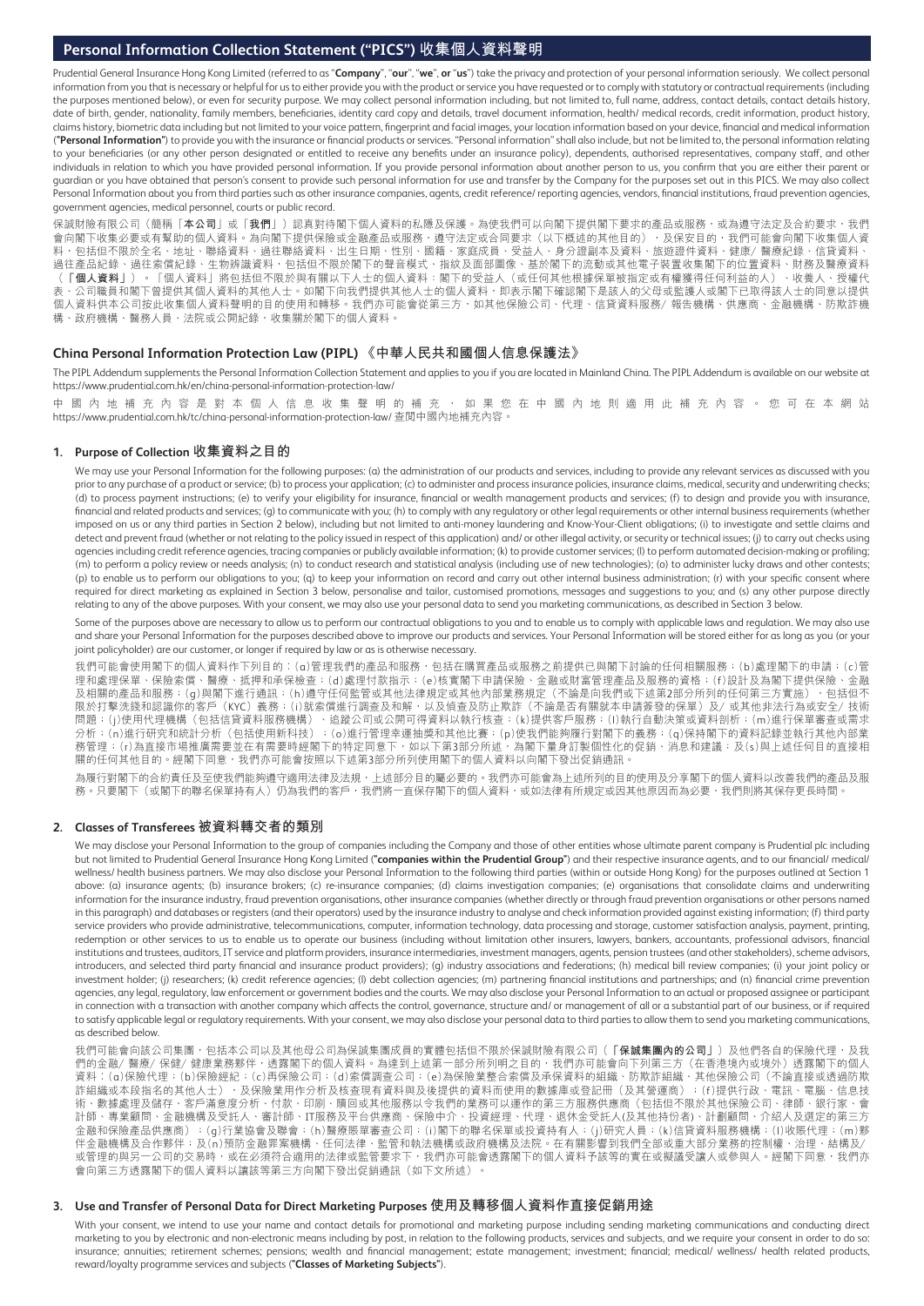## Personal Information Collection Statement ("PICS") 收集個人資料聲明

Prudential General Insurance Hong Kong Limited (referred to as "**Company**", "**our**", "**we**", or "**us**") take the privacy and protection of your personal information seriously. We collect personal information from you that is necessary or helpful for us to either provide you with the product or service you have requested or to comply with statutory or contractual requirements (including the purposes mentioned below), or even for security purpose. We may collect personal information including, but not limited to, full name, address, contact details, contact details history, date of birth, gender, nationality, family members, beneficiaries, identity card copy and details, travel document information, health/ medical records, credit information, product history, claims history, biometric data including but not limited to your voice pattern, fingerprint and facial images, your location information based on your device, financial and medical information ("**Personal Information**") to provide you with the insurance or financial products or services. "Personal information" shall also include, but not be limited to, the personal information relating to your beneficiaries (or any other person designated or entitled to receive any benefits under an insurance policy), dependents, authorised representatives, company staff, and other individuals in relation to which you have provided personal information. If you provide personal information about another person to us, you confirm that you are either their parent or guardian or you have obtained that person's consent to provide such personal information for use and transfer by the Company for the purposes set out in this PICS. We may also collect Personal Information about you from third parties such as other insurance companies, agents, credit reference/ reporting agencies, vendors, financial institutions, fraud prevention agencies, government agencies, medical personnel, courts or public record.

保誠財險有限公司（簡稱「**本公司**」或「**我們**」）認真對待閣下個人資料的私隱及保護。為使我們可以向閣下提供閣下要求的產品或服務，或為遵守法定及合約要求，我們會向閣下收集必要或有幫助的個人資料。為向閣下提供保險或金融產品或服務，遵守法定或合同要求（以下概述的其他目的），及保安目的，我們可能會向閣下收集個人資料，包括但不限於全名、地址、聯絡資料、過往聯絡資料、出生日期、性別、國籍、家庭成員、受益人、身分證副本及資料、旅遊證件資料、健康/醫療紀錄、信貸資料、過往產品紀錄、過往索償紀錄、生物辨識資料，包括但不限於閣下的聲音模式、指紋及面部圖像、基於閣下的流動或其他電子裝置收集閣下的位置資料、財務及醫療資料（「**個人資料**」）。「個人資料」將包括但不限於與有關以下人士的個人資料：閣下的受益人（或任何其他根據保單被指定或有權獲得任何利益的人）、收養人、授權代表、公司職員和閣下曾提供其個人資料的其他人士。如閣下向我們提供其他人士的個人資料，即表示閣下確認閣下是該人的父母或監護人或閣下已取得該人士的同意以提供個人資料供本公司按此收集個人資料聲明的目的使用和轉移。我們亦可能會從第三方，如其他保險公司、代理、信貸資料服務/報告機構、供應商、金融機構、防欺詐機構、政府機構、醫療人員、法院或公開紀錄，收集關於閣下的個人資料。

## China Personal Information Protection Law (PIPL) 《中華人民共和國個人信息保護法》

The PIPL Addendum supplements the Personal Information Collection Statement and applies to you if you are located in Mainland China. The PIPL Addendum is available on our website at https://www.prudential.com.hk/en/china-personal-information-protection-law/

中國內地補充內容是對本個人信息收集聲明的補充，如果您在中國內地則適用此補充內容。您可在本網站 https://www.prudential.com.hk/tc/china-personal-information-protection-law/ 查閱中國內地補充內容。

### 1. Purpose of Collection 收集資料之目的

We may use your Personal Information for the following purposes: (a) the administration of our products and services, including to provide any relevant services as discussed with you prior to any purchase of a product or service; (b) to process your application; (c) to administer and process insurance policies, insurance claims, medical, security and underwriting checks; (d) to process payment instructions; (e) to verify your eligibility for insurance, financial or wealth management products and services; (f) to design and provide you with insurance, financial and related products and services; (g) to communicate with you; (h) to comply with any regulatory or other legal requirements or other internal business requirements (whether imposed on us or any third parties in Section 2 below), including but not limited to anti-money laundering and Know-Your-Client obligations; (i) to investigate and settle claims and detect and prevent fraud (whether or not relating to the policy issued in respect of this application) and/ or other illegal activity, or security or technical issues; (j) to carry out checks using agencies including credit reference agencies, tracing companies or publicly available information; (k) to provide customer services; (l) to perform automated decision-making or profiling; (m) to perform a policy review or needs analysis; (n) to conduct research and statistical analysis (including use of new technologies); (o) to administer lucky draws and other contests; (p) to enable us to perform our obligations to you; (q) to keep your information on record and carry out other internal business administration; (r) with your specific consent where required for direct marketing as explained in Section 3 below, personalise and tailor, customised promotions, messages and suggestions to you; and (s) any other purpose directly relating to any of the above purposes. With your consent, we may also use your personal data to send you marketing communications, as described in Section 3 below.

Some of the purposes above are necessary to allow us to perform our contractual obligations to you and to enable us to comply with applicable laws and regulation. We may also use and share your Personal Information for the purposes described above to improve our products and services. Your Personal Information will be stored for as long as you (or your joint policyholder) are our customer, or longer if required by law or as is otherwise necessary.

我們可能會使用閣下的個人資料作下列目的：(a)管理我們的產品和服務，包括在購買產品或服務之前提供已與閣下討論的任何相關服務；(b)處理閣下的申請；(c)管理和處理保單、保險索償、醫療、抵押和承保檢查；(d)處理付款指示；(e)核實閣下申請保險、金融或財富管理產品及服務的資格；(f)設計及為閣下提供保險、金融及相關的產品和服務；(g)與閣下進行通訊；(h)遵守任何監管或其他法律規定或其他內部業務規定（不論是由我們或下述第2部分所列的任何第三方實施），包括但不限於打擊洗錢和認識你的客戶（KYC）義務；(i)就索償進行調查及和解，以及偵查及防止欺詐（不論是否有關就本申請簽發的保單）及/或其他非法行為或安全/技術問題；(j)使用代理機構（包括信貸資料服務機構）、追蹤公司或公開可得資料以執行核查；(k)提供客戶服務；(l)執行自動決策或資料剖析；(m)進行保單審查或需求分析；(n)進行研究和統計分析（包括使用新科技）；(o)進行管理幸運抽獎和其他比賽；(p)使我們能夠履行對閣下的義務；(q)保持閣下的資料記錄並執行其他內部業務管理；(r)為直接市場推廣需要並在有需要時經閣下的特定同意下，如以下第3部分所述，為閣下量身訂製個性化的促銷、消息和建議；及(s)與上述任何目的直接相關的任何其他目的。經閣下同意，我們亦可能會按照以下第3部分所述使用閣下的個人資料以向閣下發出促銷通訊。

為履行對閣下的合約責任及至使我們能夠遵守適用法律及法規，上述部分目的屬必要的。我們亦可能會為上述所列的目的使用及分享閣下的個人資料以改善我們的產品及服務。只要閣下（或閣下的聯名保單持有人）仍為我們的客戶，我們將一直保存閣下的個人資料，或如法律有所規定或因其他原因而為必要，我們則將其保存更長時間。

### 2. Classes of Transferees 被資料轉交者的類別

We may disclose your Personal Information to the group of companies including the Company and those of other entities whose ultimate parent company is Prudential plc including but not limited to Prudential General Insurance Hong Kong Limited ("**companies within the Prudential Group**") and their respective insurance agents, and to our financial/ medical/ wellness/ health business partners. We may also disclose your Personal Information to the following third parties (within or outside Hong Kong) for the purposes outlined at Section 1 above: (a) insurance agents; (b) insurance brokers; (c) re-insurance companies; (d) claims investigation companies; (e) organisations that consolidate claims and underwriting information for the insurance industry, fraud prevention organisations, other insurance companies (whether directly or through fraud prevention organisations or other persons named in this paragraph) and databases or registers (and their operators) used by the insurance industry to analyse and check information provided against existing information; (f) third party service providers who provide administrative, telecommunications, computer, information technology, data processing and storage, customer satisfaction analysis, payment, printing, redemption or other services to us to enable us to operate our business (including without limitation other insurers, lawyers, bankers, accountants, professional advisors, financial institutions and trustees, auditors, IT service and platform providers, insurance intermediaries, investment managers, agents, pension trustees (and other stakeholders), scheme advisors, introducers, and selected third party financial and insurance product providers); (g) industry associations and federations; (h) medical bill review companies; (i) your joint policy or investment holder; (j) researchers; (k) credit reference agencies; (l) debt collection agencies; (m) partnering financial institutions and partnerships; and (n) financial crime prevention agencies, any legal, regulatory, law enforcement or government bodies and the courts. We may also disclose your Personal Information to an actual or proposed assignee or participant in connection with a transaction with another company which affects the control, governance, structure and/ or management of all or a substantial part of our business, or if required to satisfy applicable legal or regulatory requirements. With your consent, we may also disclose your personal data to third parties to allow them to send you marketing communications, as described below.

我們可能會向該公司集團，包括本公司以及其他母公司為保誠集團成員的實體包括但不限於保誠財險有限公司（「**保誠集團內的公司**」）及他們各自的保險代理，及我們的金融/醫療/保健/健康業務夥伴，透露閣下的個人資料。為達到上述第一部分所列明之目的，我們亦可能會向下列第三方（在香港境內或境外）透露閣下的個人資料：(a)保險代理；(b)保險經紀；(c)再保險公司；(d)索償調查公司；(e)為保險業整合索償及承保資料的組織、防欺詐組織、其他保險公司（不論直接或透過防欺詐組織或本段指名的其他人士），及保險業用作分析及核查現有資料與及後提供的資料而使用的數據庫或登記冊（及其營運商）；(f)提供行政、電訊、電腦、信息技術、數據處理及儲存、客戶滿意度分析、付款、印刷、贖回或其他服務以令我們的業務可以運作的第三方服務供應商（包括但不限於其他保險公司、律師、銀行家、會計師、專業顧問、金融機構及受託人、審計師、IT服務及平台供應商、保險中介、投資經理、代理、退休金受託人(及其他持份者)、計劃顧問、介紹人及選定的第三方金融和保險產品供應商）；(g)行業協會及聯會；(h)醫療賬單審查公司；(i)閣下的聯名保單或投資持有人；(j)研究人員；(k)信貸資料服務機構；(l)收賬代理；(m)夥伴金融機構及合作夥伴；及(n)預防金融罪案機構、任何法律、監管和執法機構或政府機構及法院。在有關影響到我們全部或重大部分業務的控制權、治理、結構及/或管理的與另一公司的交易時，或在必須符合適用的法律或監管要求下，我們亦可能會透露閣下的個人資料予該等的實在或擬議受讓人或參與人。經閣下同意，我們亦會向第三方透露閣下的個人資料以讓該等第三方向閣下發出促銷通訊（如下文所述）。

### 3. Use and Transfer of Personal Data for Direct Marketing Purposes 使用及轉移個人資料作直接促銷用途

With your consent, we intend to use your name and contact details for promotional and marketing purpose including sending marketing communications and conducting direct marketing to you by electronic and non-electronic means including by post, in relation to the following products, services and subjects, and we require your consent in order to do so: insurance; annuities; retirement schemes; pensions; wealth and financial management; estate management; investment; financial; medical/ wellness/ health related products, reward/loyalty programme services and subjects ("**Classes of Marketing Subjects**").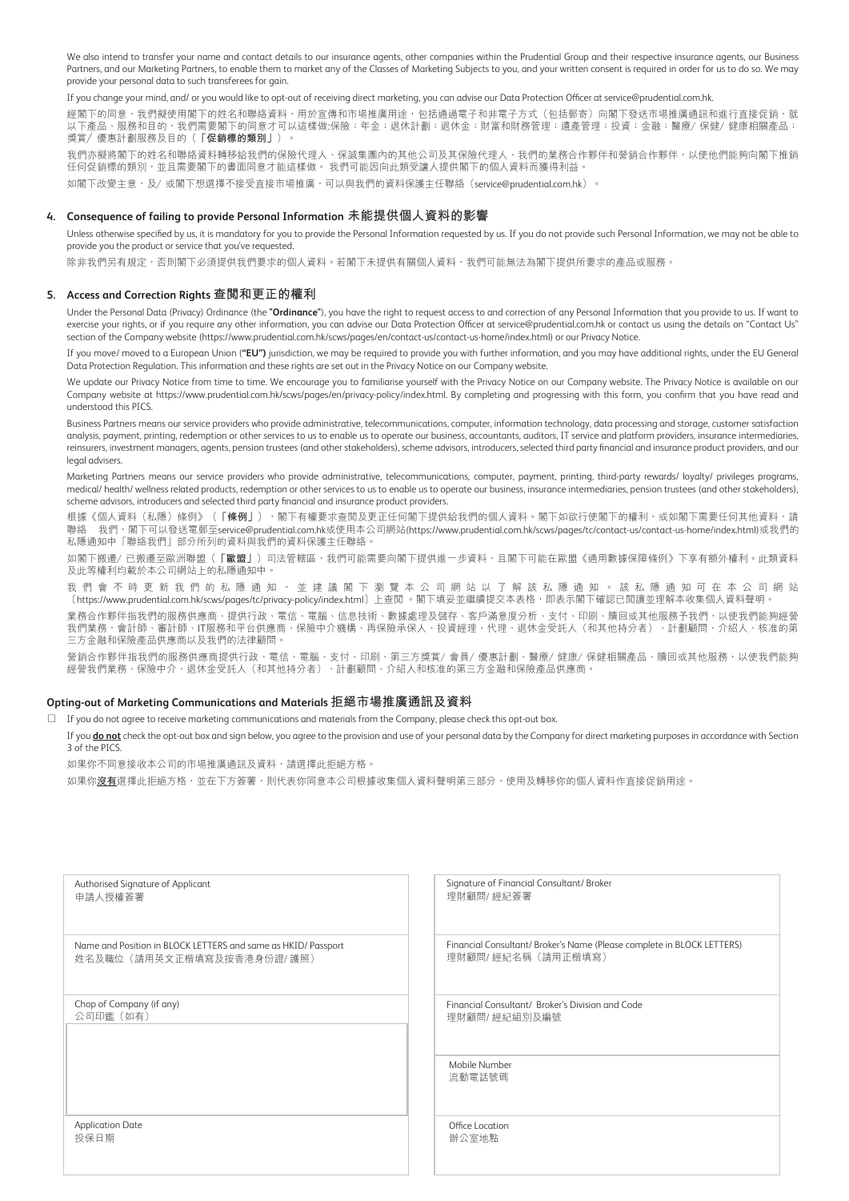We also intend to transfer your name and contact details to our insurance agents, other companies within the Prudential Group and their respective insurance agents, our Business Partners, and our Marketing Partners, to enable them to market any of the Classes of Marketing Subjects to you, and your written consent is required in order for us to do so. We may provide your personal data to such transferees for gain.

If you change your mind, and/ or you would like to opt-out of receiving direct marketing, you can advise our Data Protection Officer at service@prudential.com.hk.

經閣下的同意，我們擬使用閣下的姓名和聯絡資料，用於宣傳和市場推廣用途，包括通過電子和非電子方式（包括郵寄）向閣下發送市場推廣通訊和進行直接促銷，就以下產品、服務和目的，我們需要閣下的同意才可以這樣做:保險；年金；退休計劃；退休金；財富和財務管理；遺產管理；投資；金融；醫療/ 保健/ 健康相關產品；獎賞/ 優惠計劃服務及目的（「**促銷標的類別**」）。

我們亦擬將閣下的姓名和聯絡資料轉移給我們的保險代理人、保誠集團內的其他公司及其保險代理人、我們的業務合作夥伴和營銷合作夥伴，以使他們能夠向閣下推銷任何促銷標的類別，並且需要閣下的書面同意才能這樣做。 我們可能因向此類受讓人提供閣下的個人資料而獲得利益。

如閣下改變主意，及/ 或閣下想選擇不接受直接市場推廣，可以與我們的資料保護主任聯絡（service@prudential.com.hk）。

## 4. Consequence of failing to provide Personal Information 未能提供個人資料的影響

Unless otherwise specified by us, it is mandatory for you to provide the Personal Information requested by us. If you do not provide such Personal Information, we may not be able to provide you the product or service that you've requested.

除非我們另有規定，否則閣下必須提供我們要求的個人資料。若閣下未提供有關個人資料，我們可能無法為閣下提供所要求的產品或服務。

## 5. Access and Correction Rights 查閱和更正的權利

Under the Personal Data (Privacy) Ordinance (the "**Ordinance**"), you have the right to request access to and correction of any Personal Information that you provide to us. If want to exercise your rights, or if you require any other information, you can advise our Data Protection Officer at service@prudential.com.hk or contact us using the details on "Contact Us" section of the Company website (https://www.prudential.com.hk/scws/pages/en/contact-us/contact-us-home/index.html) or our Privacy Notice.

If you move/ moved to a European Union ("**EU**") jurisdiction, we may be required to provide you with further information, and you may have additional rights, under the EU General Data Protection Regulation. This information and these rights are set out in the Privacy Notice on our Company website.

We update our Privacy Notice from time to time. We encourage you to familiarise yourself with the Privacy Notice on our Company website. The Privacy Notice is available on our Company website at https://www.prudential.com.hk/scws/pages/en/privacy-policy/index.html. By completing and progressing with this form, you confirm that you have read and understood this PICS.

Business Partners means our service providers who provide administrative, telecommunications, computer, information technology, data processing and storage, customer satisfaction analysis, payment, printing, redemption or other services to us to enable us to operate our business, accountants, auditors, IT service and platform providers, insurance intermediaries, reinsurers, investment managers, agents, pension trustees (and other stakeholders), scheme advisors, introducers, selected third party financial and insurance product providers, and our legal advisers.

Marketing Partners means our service providers who provide administrative, telecommunications, computer, payment, printing, third-party rewards/ loyalty/ privileges programs, medical/ health/ wellness related products, redemption or other services to us to enable us to operate our business, insurance intermediaries, pension trustees (and other stakeholders), scheme advisors, introducers and selected third party financial and insurance product providers.

根據《個人資料（私隱）條例》（「**條例**」），閣下有權要求查閱及更正任何閣下提供給我們的個人資料。閣下如欲行使閣下的權利，或如閣下需要任何其他資料，請聯絡 我們，閣下可以發送電郵至service@prudential.com.hk或使用本公司網站(https://www.prudential.com.hk/scws/pages/tc/contact-us/contact-us-home/index.html)或我們的私隱通知中「聯絡我們」部分所列的資料與我們的資料保護主任聯絡。

如閣下搬遷/ 已搬遷至歐洲聯盟（「**歐盟**」）司法管轄區，我們可能需要向閣下提供進一步資料，且閣下可能在歐盟《通用數據保障條例》下享有額外權利。此類資料及此等權利均載於本公司網站上的私隱通知中。

我們會不時更新我們的私隱通知，並建議閣下瀏覽本公司網站以了解該私隱通知。該私隱通知可在本公司網站〔https://www.prudential.com.hk/scws/pages/tc/privacy-policy/index.html〕上查閱。閣下填妥並繼續提交本表格，即表示閣下確認已閱讀並理解本收集個人資料聲明。

業務合作夥伴指我們的服務供應商，提供行政、電信、電腦、信息技術、數據處理及儲存、客戶滿意度分析、支付、印刷、贖回或其他服務予我們，以使我們能夠經營我們業務，會計師、審計師、IT服務和平台供應商、保險中介機構、再保險承保人、投資經理、代理、退休金受託人（和其他持分者）、計劃顧問、介紹人、核准的第三方金融和保險產品供應商以及我們的法律顧問。

營銷合作夥伴指我們的服務供應商提供行政、電信、電腦、支付、印刷、第三方獎賞/ 會員/ 優惠計劃、醫療/ 健康/ 保健相關產品、贖回或其他服務，以使我們能夠經營我們業務，保險中介、退休金受託人（和其他持分者）、計劃顧問、介紹人和核准的第三方金融和保險產品供應商。

## Opting-out of Marketing Communications and Materials 拒絕市場推廣通訊及資料

☐ If you do not agree to receive marketing communications and materials from the Company, please check this opt-out box.

If you **do not** check the opt-out box and sign below, you agree to the provision and use of your personal data by the Company for direct marketing purposes in accordance with Section 3 of the PICS.

如果你不同意接收本公司的市場推廣通訊及資料，請選擇此拒絕方格。

如果你**沒有**選擇此拒絕方格，並在下方簽署，則代表你同意本公司根據收集個人資料聲明第三部分，使用及轉移你的個人資料作直接促銷用途。

| Authorised Signature of Applicant 申請人授權簽署 | Signature of Financial Consultant/ Broker 理財顧問/ 經紀簽署 |
| --- | --- |
| Name and Position in BLOCK LETTERS and same as HKID/ Passport 姓名及職位（請用英文正楷填寫及按香港身份證/ 護照） | Financial Consultant/ Broker's Name (Please complete in BLOCK LETTERS) 理財顧問/ 經紀名稱（請用正楷填寫） |
| Chop of Company (if any) 公司印鑑（如有） | Financial Consultant/ Broker's Division and Code 理財顧問/ 經紀組別及編號 |
| | Mobile Number 流動電話號碼 |
| Application Date 投保日期 | Office Location 辦公室地點 |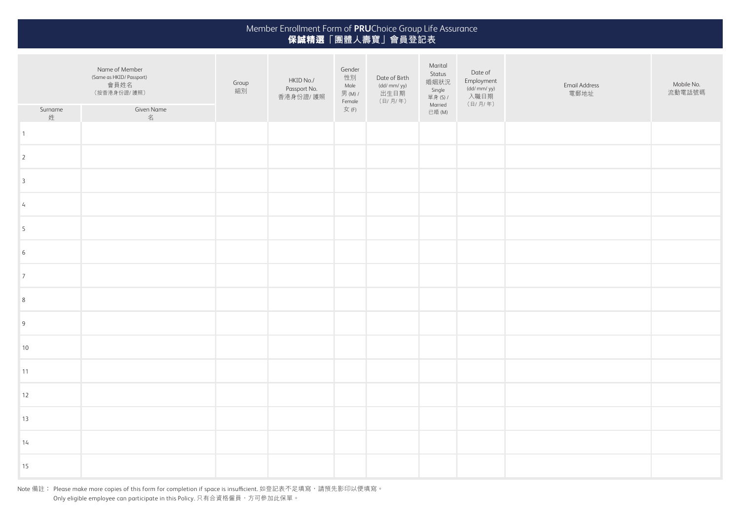# Member Enrollment Form of **PRU**Choice Group Life Assurance
# 保誠精選「團體人壽寶」會員登記表

| Name of Member (Same as HKID/ Passport) 會員姓名（按香港身份證/ 護照） | | Group 組別 | HKID No./ Passport No. 香港身份證/ 護照 | Gender 性別 Male 男 (M) / Female 女 (F) | Date of Birth (dd/ mm/ yy) 出生日期（日/ 月/ 年） | Marital Status 婚姻狀況 Single 單身 (S) / Married 已婚 (M) | Date of Employment (dd/ mm/ yy) 入職日期（日/ 月/ 年） | Email Address 電郵地址 | Mobile No. 流動電話號碼 |
|---|---|---|---|---|---|---|---|---|---|
| Surname 姓 | Given Name 名 | | | | | | | | |
| 1 | | | | | | | | | |
| 2 | | | | | | | | | |
| 3 | | | | | | | | | |
| 4 | | | | | | | | | |
| 5 | | | | | | | | | |
| 6 | | | | | | | | | |
| 7 | | | | | | | | | |
| 8 | | | | | | | | | |
| 9 | | | | | | | | | |
| 10 | | | | | | | | | |
| 11 | | | | | | | | | |
| 12 | | | | | | | | | |
| 13 | | | | | | | | | |
| 14 | | | | | | | | | |
| 15 | | | | | | | | | |

Note 備註： Please make more copies of this form for completion if space is insufficient. 如登記表不足填寫，請預先影印以便填寫。
Only eligible employee can participate in this Policy. 只有合資格僱員，方可參加此保單。